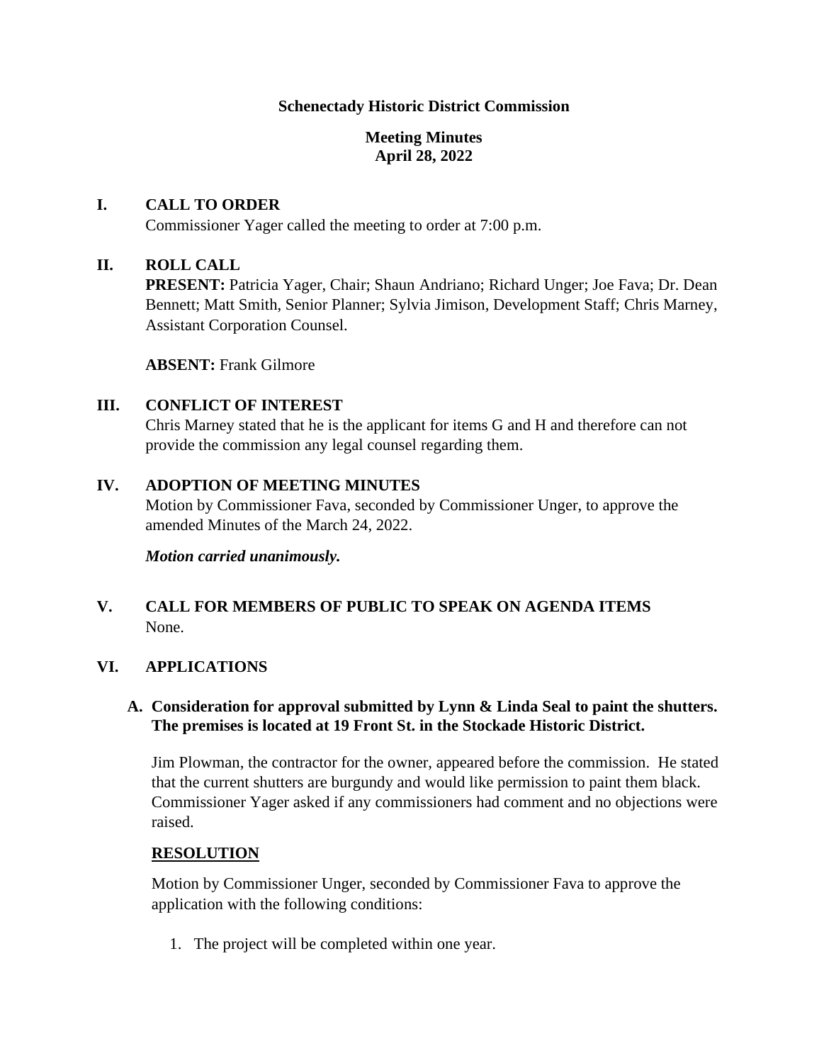**Schenectady Historic District Commission**

**Meeting Minutes**
**April 28, 2022**

## I. CALL TO ORDER

Commissioner Yager called the meeting to order at 7:00 p.m.

## II. ROLL CALL

**PRESENT:** Patricia Yager, Chair; Shaun Andriano; Richard Unger; Joe Fava; Dr. Dean Bennett; Matt Smith, Senior Planner; Sylvia Jimison, Development Staff; Chris Marney, Assistant Corporation Counsel.

**ABSENT:** Frank Gilmore

## III. CONFLICT OF INTEREST

Chris Marney stated that he is the applicant for items G and H and therefore can not provide the commission any legal counsel regarding them.

## IV. ADOPTION OF MEETING MINUTES

Motion by Commissioner Fava, seconded by Commissioner Unger, to approve the amended Minutes of the March 24, 2022.

***Motion carried unanimously.***

## V. CALL FOR MEMBERS OF PUBLIC TO SPEAK ON AGENDA ITEMS

None.

## VI. APPLICATIONS

### A. Consideration for approval submitted by Lynn & Linda Seal to paint the shutters. The premises is located at 19 Front St. in the Stockade Historic District.

Jim Plowman, the contractor for the owner, appeared before the commission. He stated that the current shutters are burgundy and would like permission to paint them black. Commissioner Yager asked if any commissioners had comment and no objections were raised.

**RESOLUTION**

Motion by Commissioner Unger, seconded by Commissioner Fava to approve the application with the following conditions:

1. The project will be completed within one year.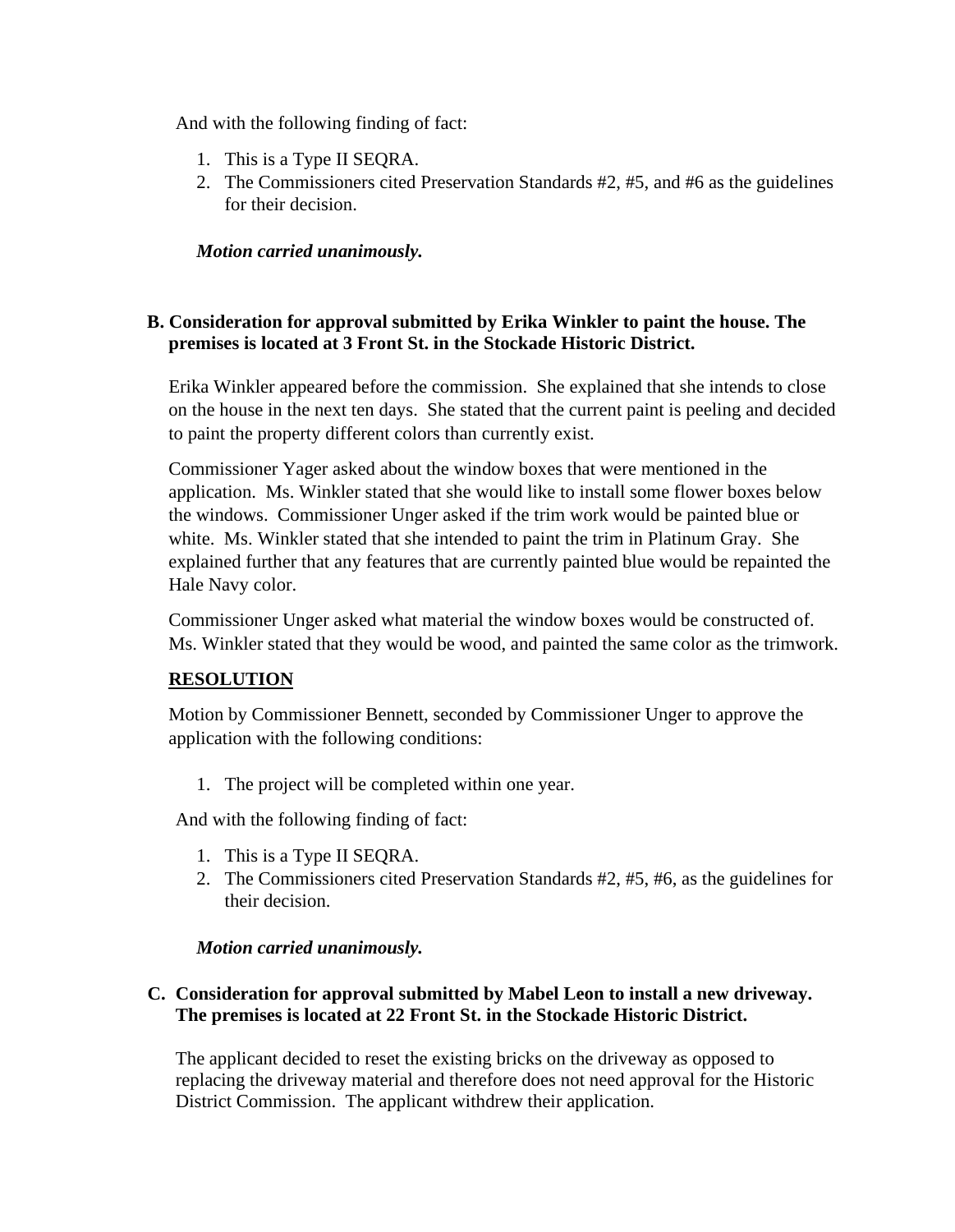And with the following finding of fact:

1. This is a Type II SEQRA.
2. The Commissioners cited Preservation Standards #2, #5, and #6 as the guidelines for their decision.

***Motion carried unanimously.***

**B. Consideration for approval submitted by Erika Winkler to paint the house. The premises is located at 3 Front St. in the Stockade Historic District.**

Erika Winkler appeared before the commission. She explained that she intends to close on the house in the next ten days. She stated that the current paint is peeling and decided to paint the property different colors than currently exist.

Commissioner Yager asked about the window boxes that were mentioned in the application. Ms. Winkler stated that she would like to install some flower boxes below the windows. Commissioner Unger asked if the trim work would be painted blue or white. Ms. Winkler stated that she intended to paint the trim in Platinum Gray. She explained further that any features that are currently painted blue would be repainted the Hale Navy color.

Commissioner Unger asked what material the window boxes would be constructed of. Ms. Winkler stated that they would be wood, and painted the same color as the trimwork.

**<u>RESOLUTION</u>**

Motion by Commissioner Bennett, seconded by Commissioner Unger to approve the application with the following conditions:

1. The project will be completed within one year.

And with the following finding of fact:

1. This is a Type II SEQRA.
2. The Commissioners cited Preservation Standards #2, #5, #6, as the guidelines for their decision.

***Motion carried unanimously.***

**C. Consideration for approval submitted by Mabel Leon to install a new driveway. The premises is located at 22 Front St. in the Stockade Historic District.**

The applicant decided to reset the existing bricks on the driveway as opposed to replacing the driveway material and therefore does not need approval for the Historic District Commission. The applicant withdrew their application.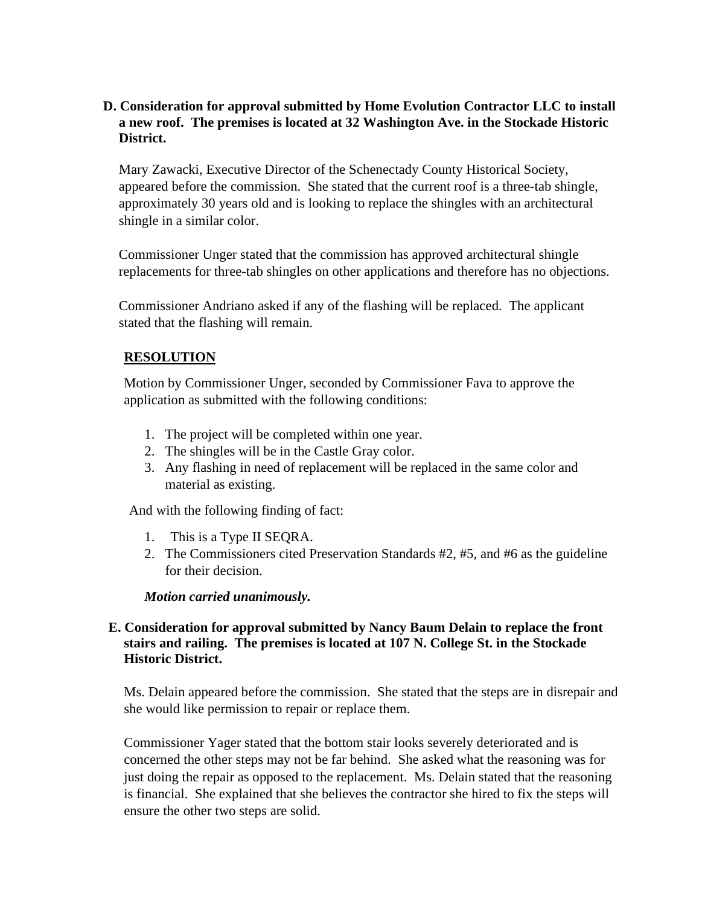**D. Consideration for approval submitted by Home Evolution Contractor LLC to install a new roof. The premises is located at 32 Washington Ave. in the Stockade Historic District.**

Mary Zawacki, Executive Director of the Schenectady County Historical Society, appeared before the commission. She stated that the current roof is a three-tab shingle, approximately 30 years old and is looking to replace the shingles with an architectural shingle in a similar color.

Commissioner Unger stated that the commission has approved architectural shingle replacements for three-tab shingles on other applications and therefore has no objections.

Commissioner Andriano asked if any of the flashing will be replaced. The applicant stated that the flashing will remain.

**RESOLUTION**

Motion by Commissioner Unger, seconded by Commissioner Fava to approve the application as submitted with the following conditions:

1. The project will be completed within one year.
2. The shingles will be in the Castle Gray color.
3. Any flashing in need of replacement will be replaced in the same color and material as existing.

And with the following finding of fact:

1. This is a Type II SEQRA.
2. The Commissioners cited Preservation Standards #2, #5, and #6 as the guideline for their decision.

***Motion carried unanimously.***

**E. Consideration for approval submitted by Nancy Baum Delain to replace the front stairs and railing. The premises is located at 107 N. College St. in the Stockade Historic District.**

Ms. Delain appeared before the commission. She stated that the steps are in disrepair and she would like permission to repair or replace them.

Commissioner Yager stated that the bottom stair looks severely deteriorated and is concerned the other steps may not be far behind. She asked what the reasoning was for just doing the repair as opposed to the replacement. Ms. Delain stated that the reasoning is financial. She explained that she believes the contractor she hired to fix the steps will ensure the other two steps are solid.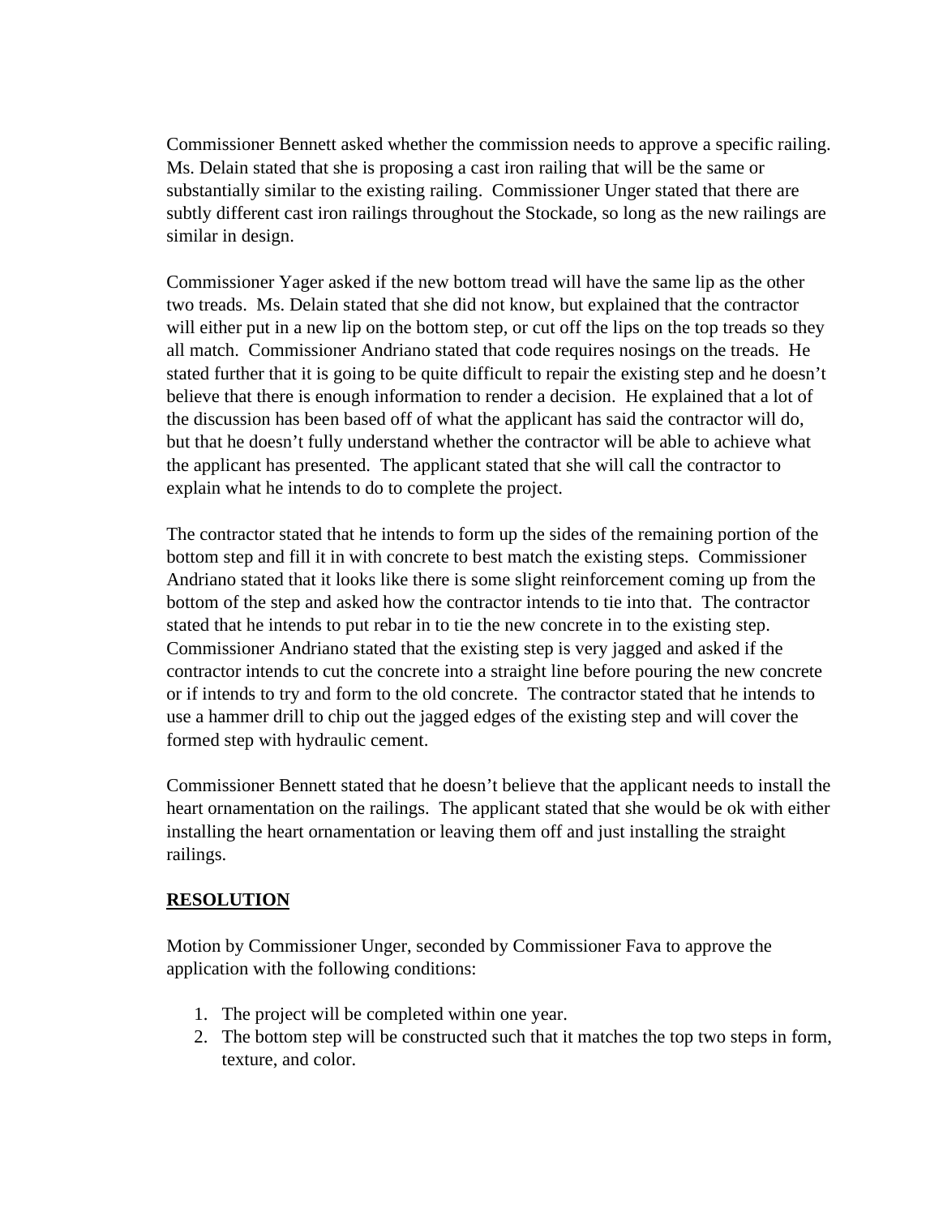Commissioner Bennett asked whether the commission needs to approve a specific railing. Ms. Delain stated that she is proposing a cast iron railing that will be the same or substantially similar to the existing railing. Commissioner Unger stated that there are subtly different cast iron railings throughout the Stockade, so long as the new railings are similar in design.

Commissioner Yager asked if the new bottom tread will have the same lip as the other two treads. Ms. Delain stated that she did not know, but explained that the contractor will either put in a new lip on the bottom step, or cut off the lips on the top treads so they all match. Commissioner Andriano stated that code requires nosings on the treads. He stated further that it is going to be quite difficult to repair the existing step and he doesn't believe that there is enough information to render a decision. He explained that a lot of the discussion has been based off of what the applicant has said the contractor will do, but that he doesn't fully understand whether the contractor will be able to achieve what the applicant has presented. The applicant stated that she will call the contractor to explain what he intends to do to complete the project.

The contractor stated that he intends to form up the sides of the remaining portion of the bottom step and fill it in with concrete to best match the existing steps. Commissioner Andriano stated that it looks like there is some slight reinforcement coming up from the bottom of the step and asked how the contractor intends to tie into that. The contractor stated that he intends to put rebar in to tie the new concrete in to the existing step. Commissioner Andriano stated that the existing step is very jagged and asked if the contractor intends to cut the concrete into a straight line before pouring the new concrete or if intends to try and form to the old concrete. The contractor stated that he intends to use a hammer drill to chip out the jagged edges of the existing step and will cover the formed step with hydraulic cement.

Commissioner Bennett stated that he doesn't believe that the applicant needs to install the heart ornamentation on the railings. The applicant stated that she would be ok with either installing the heart ornamentation or leaving them off and just installing the straight railings.

## **RESOLUTION**

Motion by Commissioner Unger, seconded by Commissioner Fava to approve the application with the following conditions:

1. The project will be completed within one year.
2. The bottom step will be constructed such that it matches the top two steps in form, texture, and color.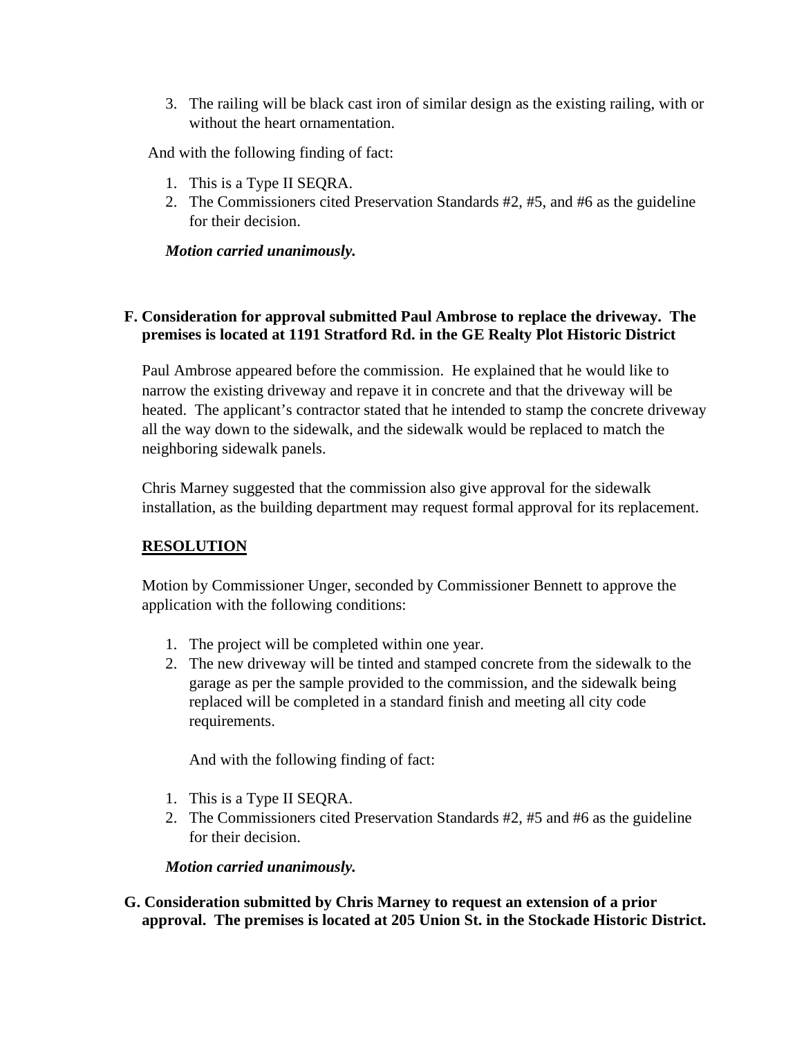3. The railing will be black cast iron of similar design as the existing railing, with or without the heart ornamentation.

And with the following finding of fact:

1. This is a Type II SEQRA.
2. The Commissioners cited Preservation Standards #2, #5, and #6 as the guideline for their decision.

***Motion carried unanimously.***

**F. Consideration for approval submitted Paul Ambrose to replace the driveway. The premises is located at 1191 Stratford Rd. in the GE Realty Plot Historic District**

Paul Ambrose appeared before the commission. He explained that he would like to narrow the existing driveway and repave it in concrete and that the driveway will be heated. The applicant's contractor stated that he intended to stamp the concrete driveway all the way down to the sidewalk, and the sidewalk would be replaced to match the neighboring sidewalk panels.

Chris Marney suggested that the commission also give approval for the sidewalk installation, as the building department may request formal approval for its replacement.

**RESOLUTION**

Motion by Commissioner Unger, seconded by Commissioner Bennett to approve the application with the following conditions:

1. The project will be completed within one year.
2. The new driveway will be tinted and stamped concrete from the sidewalk to the garage as per the sample provided to the commission, and the sidewalk being replaced will be completed in a standard finish and meeting all city code requirements.

And with the following finding of fact:

1. This is a Type II SEQRA.
2. The Commissioners cited Preservation Standards #2, #5 and #6 as the guideline for their decision.

***Motion carried unanimously.***

**G. Consideration submitted by Chris Marney to request an extension of a prior approval. The premises is located at 205 Union St. in the Stockade Historic District.**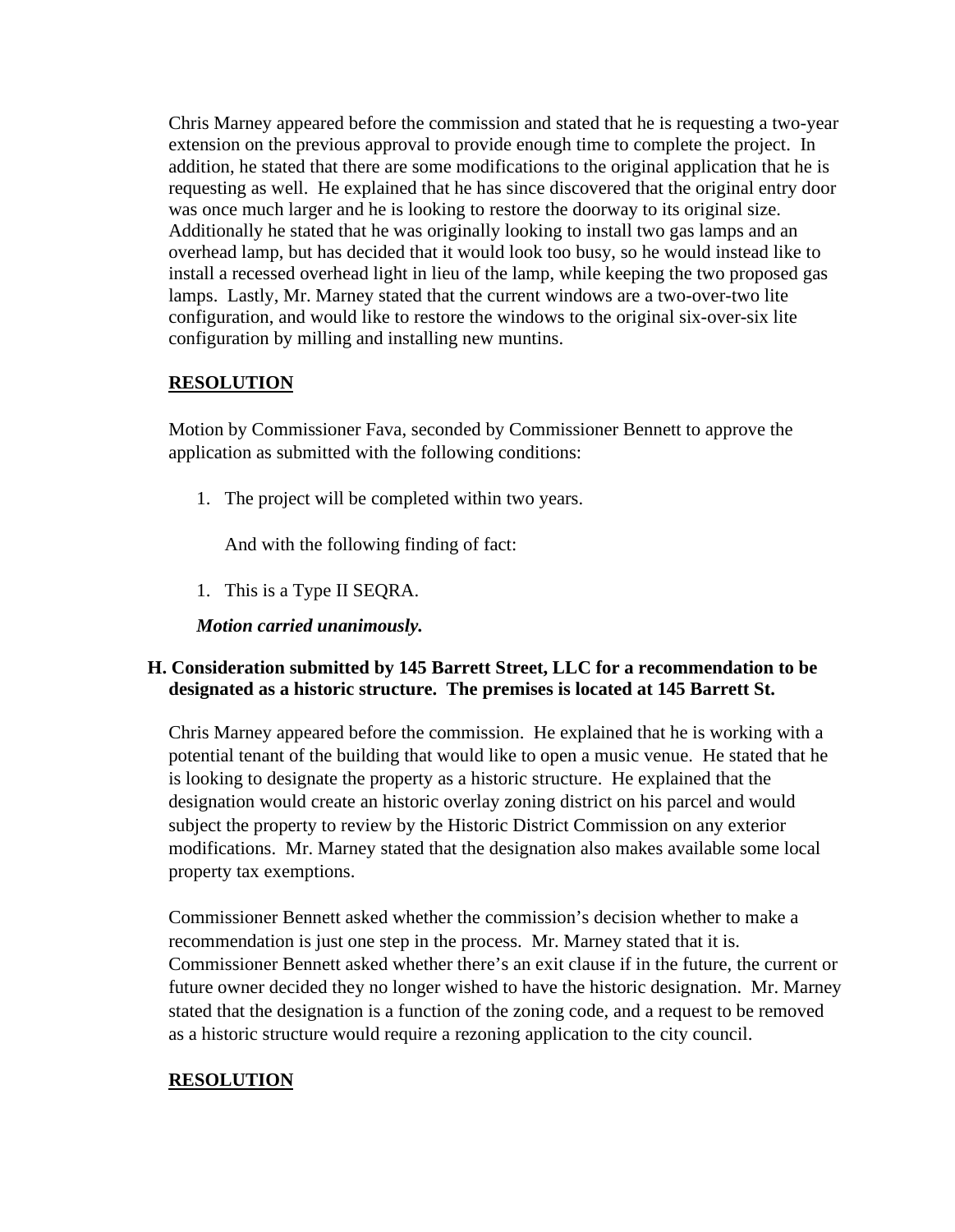Chris Marney appeared before the commission and stated that he is requesting a two-year extension on the previous approval to provide enough time to complete the project. In addition, he stated that there are some modifications to the original application that he is requesting as well. He explained that he has since discovered that the original entry door was once much larger and he is looking to restore the doorway to its original size. Additionally he stated that he was originally looking to install two gas lamps and an overhead lamp, but has decided that it would look too busy, so he would instead like to install a recessed overhead light in lieu of the lamp, while keeping the two proposed gas lamps. Lastly, Mr. Marney stated that the current windows are a two-over-two lite configuration, and would like to restore the windows to the original six-over-six lite configuration by milling and installing new muntins.

**RESOLUTION**

Motion by Commissioner Fava, seconded by Commissioner Bennett to approve the application as submitted with the following conditions:

1. The project will be completed within two years.

And with the following finding of fact:

1. This is a Type II SEQRA.

***Motion carried unanimously.***

**H. Consideration submitted by 145 Barrett Street, LLC for a recommendation to be designated as a historic structure. The premises is located at 145 Barrett St.**

Chris Marney appeared before the commission. He explained that he is working with a potential tenant of the building that would like to open a music venue. He stated that he is looking to designate the property as a historic structure. He explained that the designation would create an historic overlay zoning district on his parcel and would subject the property to review by the Historic District Commission on any exterior modifications. Mr. Marney stated that the designation also makes available some local property tax exemptions.

Commissioner Bennett asked whether the commission's decision whether to make a recommendation is just one step in the process. Mr. Marney stated that it is. Commissioner Bennett asked whether there's an exit clause if in the future, the current or future owner decided they no longer wished to have the historic designation. Mr. Marney stated that the designation is a function of the zoning code, and a request to be removed as a historic structure would require a rezoning application to the city council.

**RESOLUTION**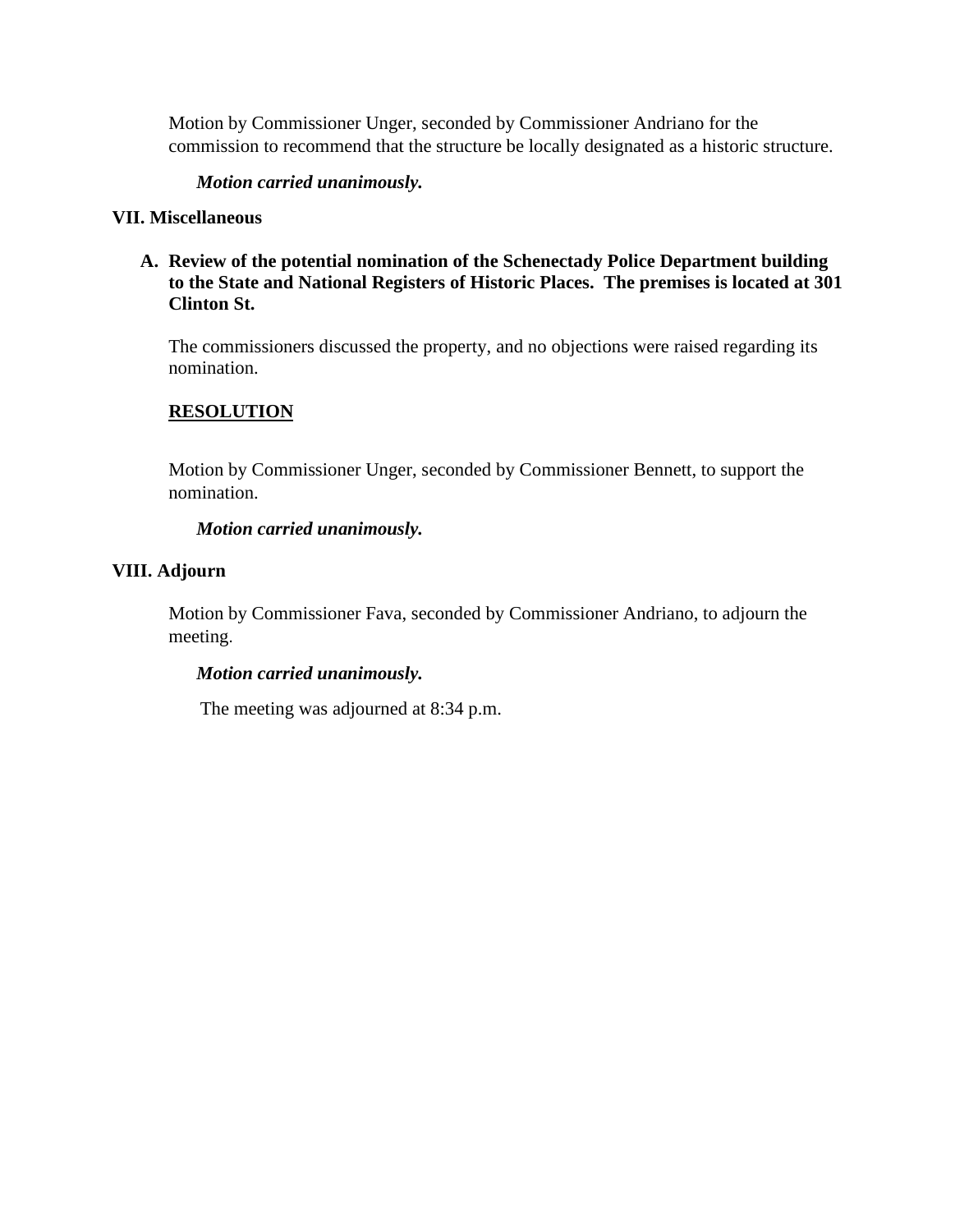Motion by Commissioner Unger, seconded by Commissioner Andriano for the commission to recommend that the structure be locally designated as a historic structure.

***Motion carried unanimously.***

## VII. Miscellaneous

**A. Review of the potential nomination of the Schenectady Police Department building to the State and National Registers of Historic Places. The premises is located at 301 Clinton St.**

The commissioners discussed the property, and no objections were raised regarding its nomination.

**RESOLUTION**

Motion by Commissioner Unger, seconded by Commissioner Bennett, to support the nomination.

***Motion carried unanimously.***

## VIII. Adjourn

Motion by Commissioner Fava, seconded by Commissioner Andriano, to adjourn the meeting.

***Motion carried unanimously.***

The meeting was adjourned at 8:34 p.m.